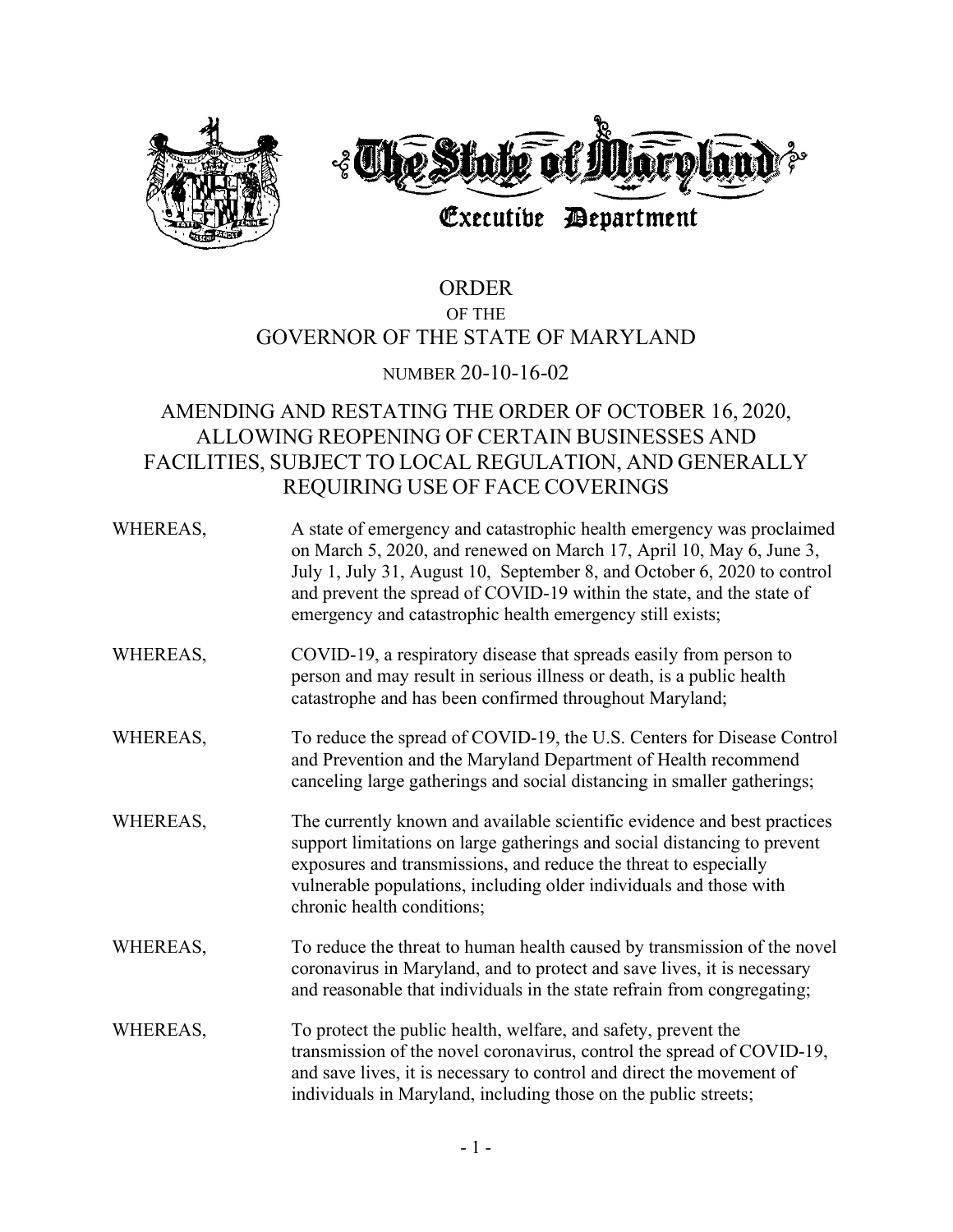# The State of Maryland

## Executive Department

# ORDER
## OF THE
# GOVERNOR OF THE STATE OF MARYLAND

## NUMBER 20-10-16-02

## AMENDING AND RESTATING THE ORDER OF OCTOBER 16, 2020, ALLOWING REOPENING OF CERTAIN BUSINESSES AND FACILITIES, SUBJECT TO LOCAL REGULATION, AND GENERALLY REQUIRING USE OF FACE COVERINGS

WHEREAS, A state of emergency and catastrophic health emergency was proclaimed on March 5, 2020, and renewed on March 17, April 10, May 6, June 3, July 1, July 31, August 10, September 8, and October 6, 2020 to control and prevent the spread of COVID-19 within the state, and the state of emergency and catastrophic health emergency still exists;

WHEREAS, COVID-19, a respiratory disease that spreads easily from person to person and may result in serious illness or death, is a public health catastrophe and has been confirmed throughout Maryland;

WHEREAS, To reduce the spread of COVID-19, the U.S. Centers for Disease Control and Prevention and the Maryland Department of Health recommend canceling large gatherings and social distancing in smaller gatherings;

WHEREAS, The currently known and available scientific evidence and best practices support limitations on large gatherings and social distancing to prevent exposures and transmissions, and reduce the threat to especially vulnerable populations, including older individuals and those with chronic health conditions;

WHEREAS, To reduce the threat to human health caused by transmission of the novel coronavirus in Maryland, and to protect and save lives, it is necessary and reasonable that individuals in the state refrain from congregating;

WHEREAS, To protect the public health, welfare, and safety, prevent the transmission of the novel coronavirus, control the spread of COVID-19, and save lives, it is necessary to control and direct the movement of individuals in Maryland, including those on the public streets;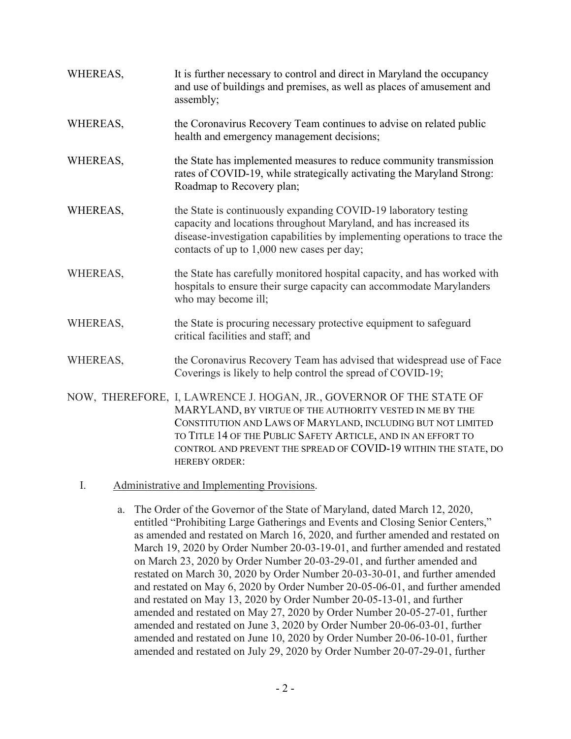WHEREAS, It is further necessary to control and direct in Maryland the occupancy and use of buildings and premises, as well as places of amusement and assembly;

WHEREAS, the Coronavirus Recovery Team continues to advise on related public health and emergency management decisions;

WHEREAS, the State has implemented measures to reduce community transmission rates of COVID-19, while strategically activating the Maryland Strong: Roadmap to Recovery plan;

WHEREAS, the State is continuously expanding COVID-19 laboratory testing capacity and locations throughout Maryland, and has increased its disease-investigation capabilities by implementing operations to trace the contacts of up to 1,000 new cases per day;

WHEREAS, the State has carefully monitored hospital capacity, and has worked with hospitals to ensure their surge capacity can accommodate Marylanders who may become ill;

WHEREAS, the State is procuring necessary protective equipment to safeguard critical facilities and staff; and

WHEREAS, the Coronavirus Recovery Team has advised that widespread use of Face Coverings is likely to help control the spread of COVID-19;

NOW, THEREFORE, I, LAWRENCE J. HOGAN, JR., GOVERNOR OF THE STATE OF MARYLAND, BY VIRTUE OF THE AUTHORITY VESTED IN ME BY THE CONSTITUTION AND LAWS OF MARYLAND, INCLUDING BUT NOT LIMITED TO TITLE 14 OF THE PUBLIC SAFETY ARTICLE, AND IN AN EFFORT TO CONTROL AND PREVENT THE SPREAD OF COVID-19 WITHIN THE STATE, DO HEREBY ORDER:

I. Administrative and Implementing Provisions.

a. The Order of the Governor of the State of Maryland, dated March 12, 2020, entitled "Prohibiting Large Gatherings and Events and Closing Senior Centers," as amended and restated on March 16, 2020, and further amended and restated on March 19, 2020 by Order Number 20-03-19-01, and further amended and restated on March 23, 2020 by Order Number 20-03-29-01, and further amended and restated on March 30, 2020 by Order Number 20-03-30-01, and further amended and restated on May 6, 2020 by Order Number 20-05-06-01, and further amended and restated on May 13, 2020 by Order Number 20-05-13-01, and further amended and restated on May 27, 2020 by Order Number 20-05-27-01, further amended and restated on June 3, 2020 by Order Number 20-06-03-01, further amended and restated on June 10, 2020 by Order Number 20-06-10-01, further amended and restated on July 29, 2020 by Order Number 20-07-29-01, further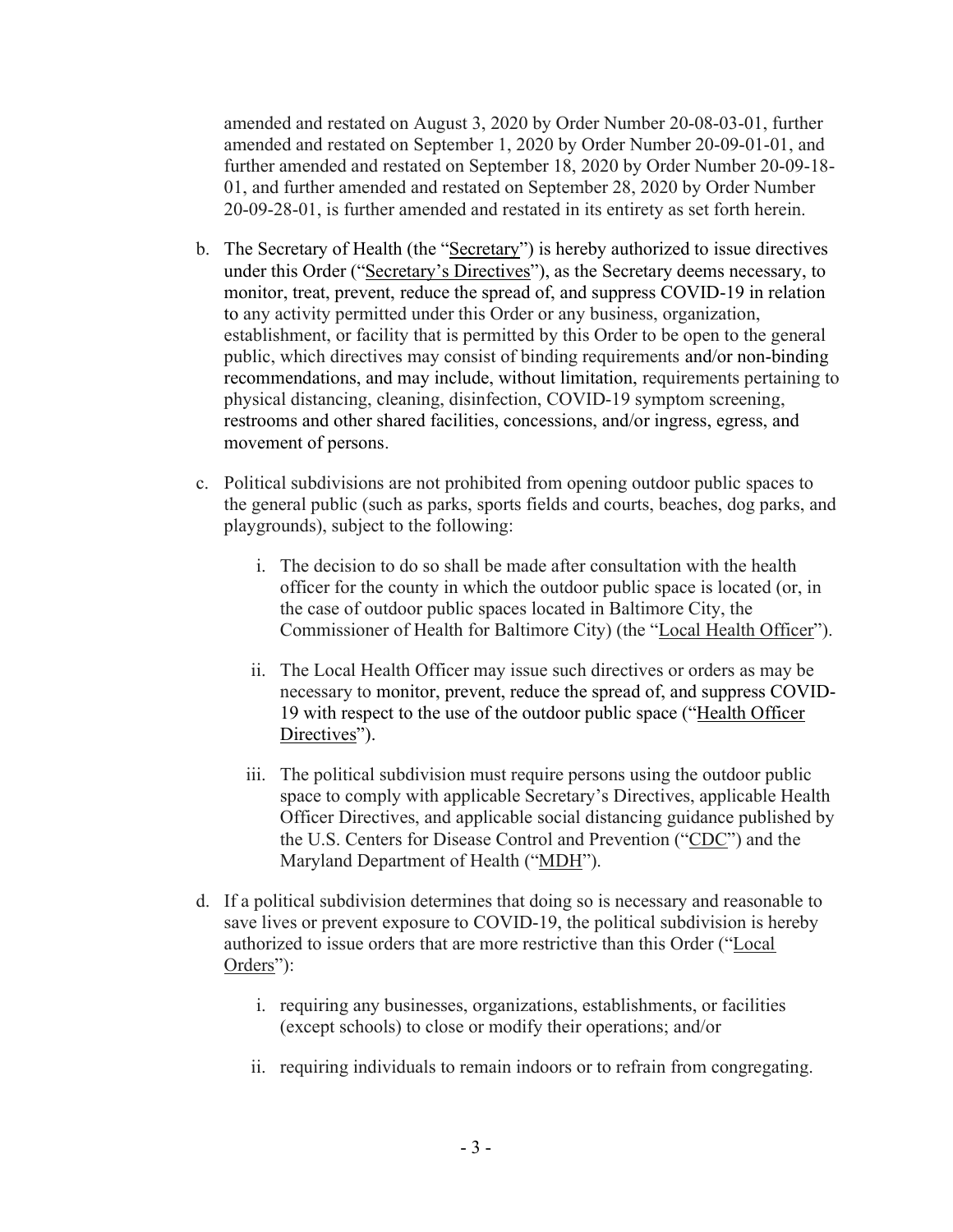amended and restated on August 3, 2020 by Order Number 20-08-03-01, further amended and restated on September 1, 2020 by Order Number 20-09-01-01, and further amended and restated on September 18, 2020 by Order Number 20-09-18-01, and further amended and restated on September 28, 2020 by Order Number 20-09-28-01, is further amended and restated in its entirety as set forth herein.

b. The Secretary of Health (the "Secretary") is hereby authorized to issue directives under this Order ("Secretary's Directives"), as the Secretary deems necessary, to monitor, treat, prevent, reduce the spread of, and suppress COVID-19 in relation to any activity permitted under this Order or any business, organization, establishment, or facility that is permitted by this Order to be open to the general public, which directives may consist of binding requirements and/or non-binding recommendations, and may include, without limitation, requirements pertaining to physical distancing, cleaning, disinfection, COVID-19 symptom screening, restrooms and other shared facilities, concessions, and/or ingress, egress, and movement of persons.

c. Political subdivisions are not prohibited from opening outdoor public spaces to the general public (such as parks, sports fields and courts, beaches, dog parks, and playgrounds), subject to the following:

   i. The decision to do so shall be made after consultation with the health officer for the county in which the outdoor public space is located (or, in the case of outdoor public spaces located in Baltimore City, the Commissioner of Health for Baltimore City) (the "Local Health Officer").

   ii. The Local Health Officer may issue such directives or orders as may be necessary to monitor, prevent, reduce the spread of, and suppress COVID-19 with respect to the use of the outdoor public space ("Health Officer Directives").

   iii. The political subdivision must require persons using the outdoor public space to comply with applicable Secretary's Directives, applicable Health Officer Directives, and applicable social distancing guidance published by the U.S. Centers for Disease Control and Prevention ("CDC") and the Maryland Department of Health ("MDH").

d. If a political subdivision determines that doing so is necessary and reasonable to save lives or prevent exposure to COVID-19, the political subdivision is hereby authorized to issue orders that are more restrictive than this Order ("Local Orders"):

   i. requiring any businesses, organizations, establishments, or facilities (except schools) to close or modify their operations; and/or

   ii. requiring individuals to remain indoors or to refrain from congregating.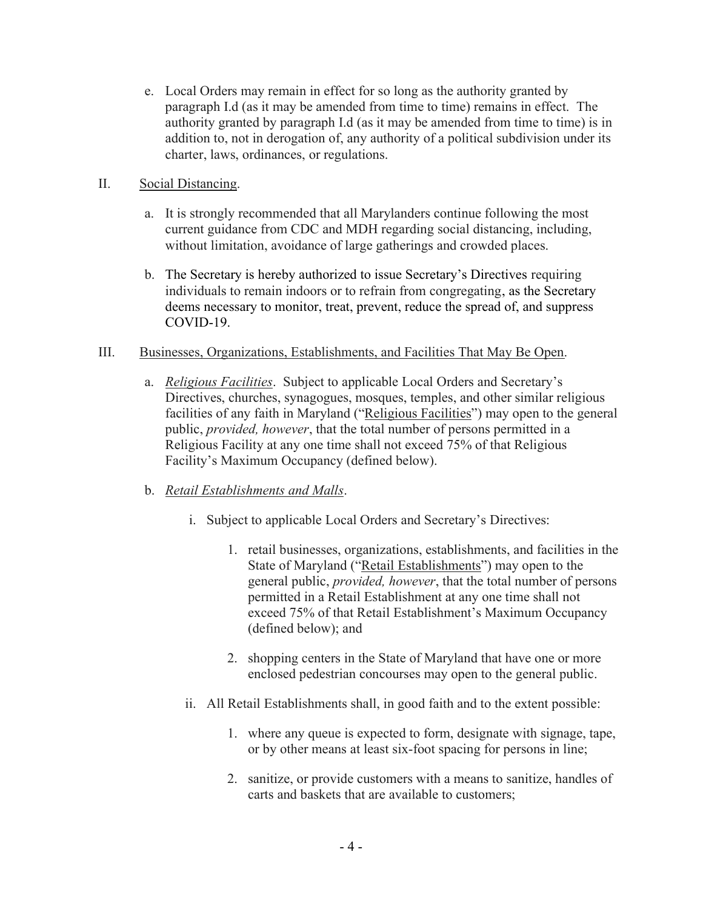e. Local Orders may remain in effect for so long as the authority granted by paragraph I.d (as it may be amended from time to time) remains in effect. The authority granted by paragraph I.d (as it may be amended from time to time) is in addition to, not in derogation of, any authority of a political subdivision under its charter, laws, ordinances, or regulations.

II. <u>Social Distancing</u>.

a. It is strongly recommended that all Marylanders continue following the most current guidance from CDC and MDH regarding social distancing, including, without limitation, avoidance of large gatherings and crowded places.

b. The Secretary is hereby authorized to issue Secretary's Directives requiring individuals to remain indoors or to refrain from congregating, as the Secretary deems necessary to monitor, treat, prevent, reduce the spread of, and suppress COVID-19.

III. <u>Businesses, Organizations, Establishments, and Facilities That May Be Open</u>.

a. *<u>Religious Facilities</u>*. Subject to applicable Local Orders and Secretary's Directives, churches, synagogues, mosques, temples, and other similar religious facilities of any faith in Maryland ("<u>Religious Facilities</u>") may open to the general public, *provided, however*, that the total number of persons permitted in a Religious Facility at any one time shall not exceed 75% of that Religious Facility's Maximum Occupancy (defined below).

b. *<u>Retail Establishments and Malls</u>*.

i. Subject to applicable Local Orders and Secretary's Directives:

1. retail businesses, organizations, establishments, and facilities in the State of Maryland ("<u>Retail Establishments</u>") may open to the general public, *provided, however*, that the total number of persons permitted in a Retail Establishment at any one time shall not exceed 75% of that Retail Establishment's Maximum Occupancy (defined below); and

2. shopping centers in the State of Maryland that have one or more enclosed pedestrian concourses may open to the general public.

ii. All Retail Establishments shall, in good faith and to the extent possible:

1. where any queue is expected to form, designate with signage, tape, or by other means at least six-foot spacing for persons in line;

2. sanitize, or provide customers with a means to sanitize, handles of carts and baskets that are available to customers;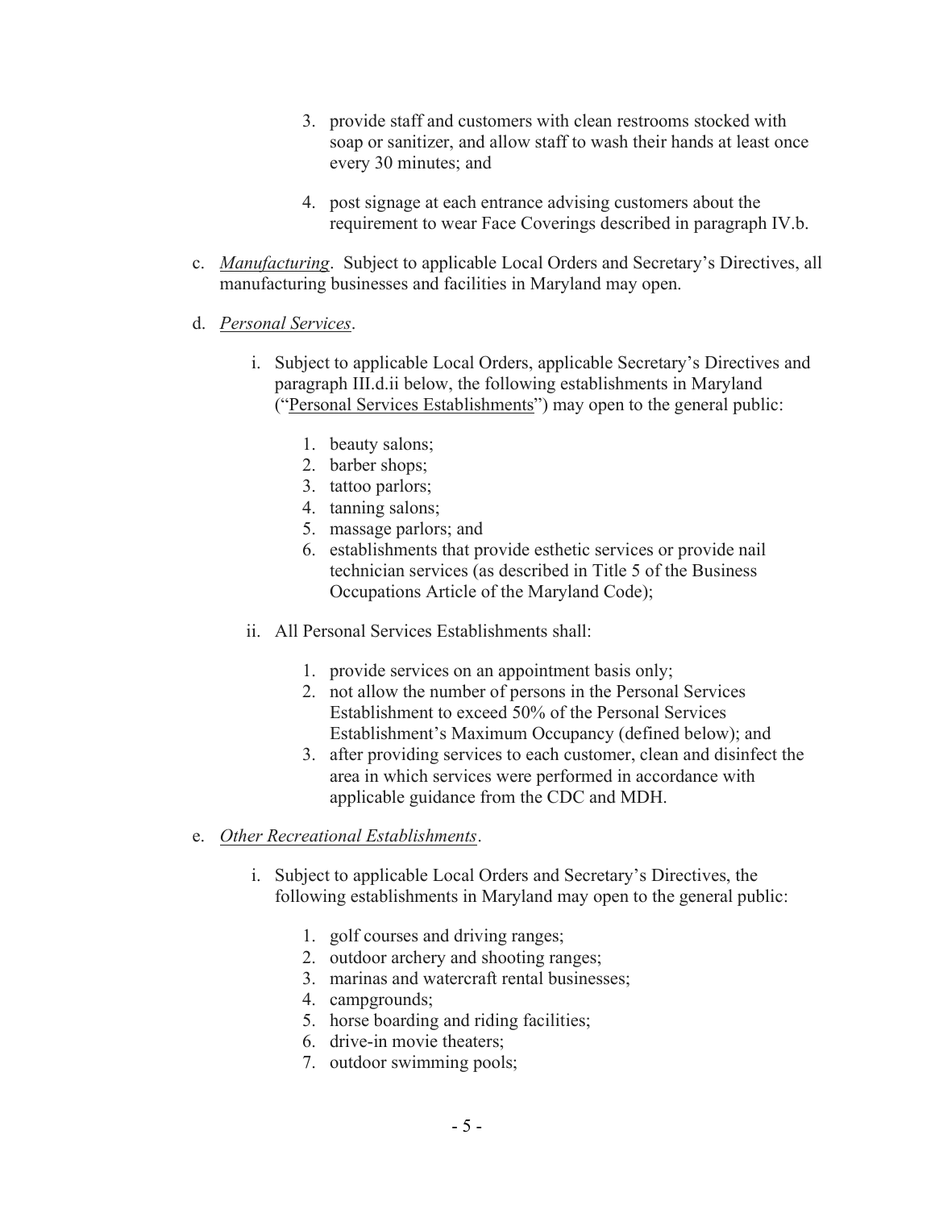3. provide staff and customers with clean restrooms stocked with soap or sanitizer, and allow staff to wash their hands at least once every 30 minutes; and

4. post signage at each entrance advising customers about the requirement to wear Face Coverings described in paragraph IV.b.

c. *Manufacturing*. Subject to applicable Local Orders and Secretary's Directives, all manufacturing businesses and facilities in Maryland may open.

d. *Personal Services*.

i. Subject to applicable Local Orders, applicable Secretary's Directives and paragraph III.d.ii below, the following establishments in Maryland ("Personal Services Establishments") may open to the general public:

1. beauty salons;
2. barber shops;
3. tattoo parlors;
4. tanning salons;
5. massage parlors; and
6. establishments that provide esthetic services or provide nail technician services (as described in Title 5 of the Business Occupations Article of the Maryland Code);

ii. All Personal Services Establishments shall:

1. provide services on an appointment basis only;
2. not allow the number of persons in the Personal Services Establishment to exceed 50% of the Personal Services Establishment's Maximum Occupancy (defined below); and
3. after providing services to each customer, clean and disinfect the area in which services were performed in accordance with applicable guidance from the CDC and MDH.

e. *Other Recreational Establishments*.

i. Subject to applicable Local Orders and Secretary's Directives, the following establishments in Maryland may open to the general public:

1. golf courses and driving ranges;
2. outdoor archery and shooting ranges;
3. marinas and watercraft rental businesses;
4. campgrounds;
5. horse boarding and riding facilities;
6. drive-in movie theaters;
7. outdoor swimming pools;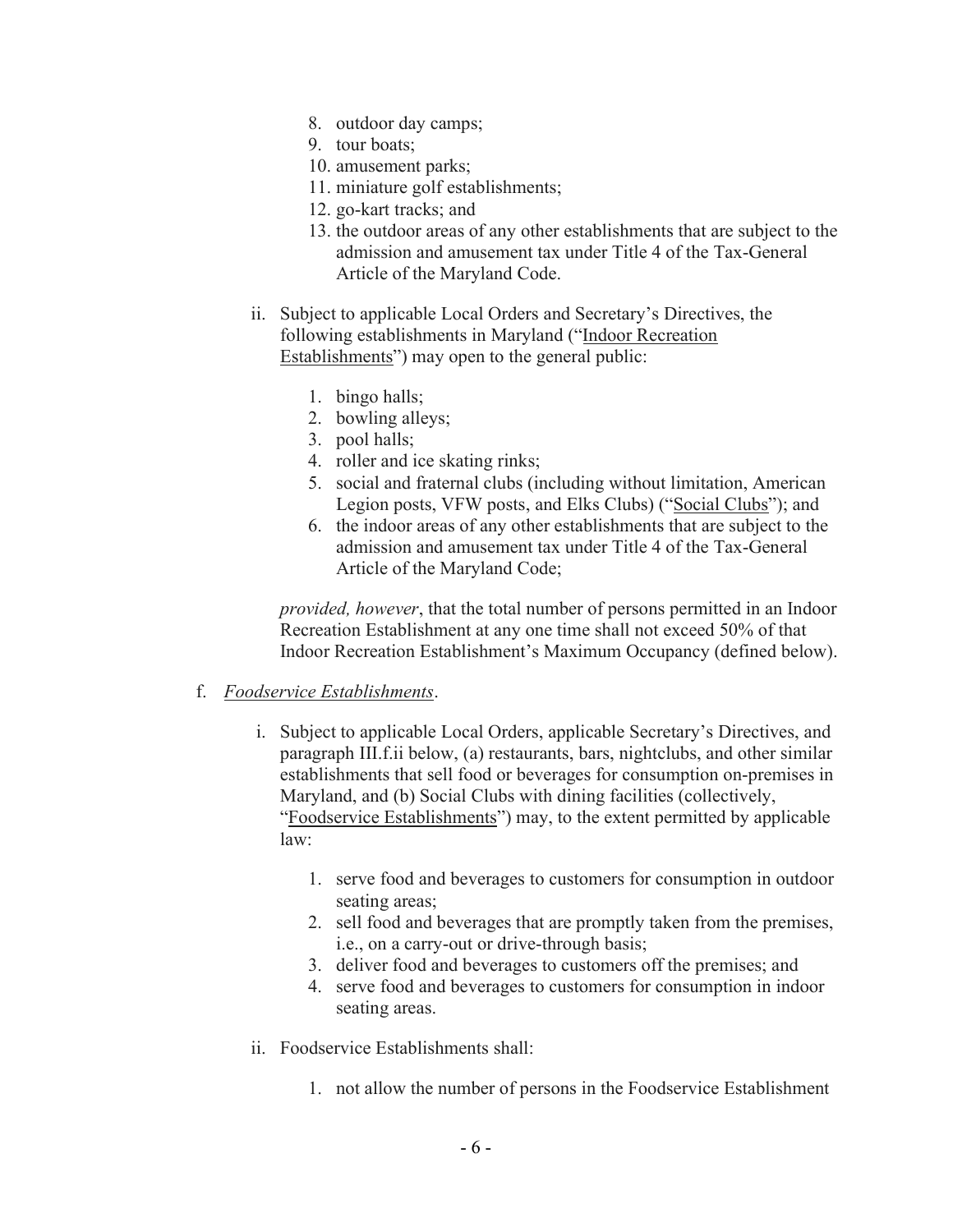8. outdoor day camps;
9. tour boats;
10. amusement parks;
11. miniature golf establishments;
12. go-kart tracks; and
13. the outdoor areas of any other establishments that are subject to the admission and amusement tax under Title 4 of the Tax-General Article of the Maryland Code.

ii. Subject to applicable Local Orders and Secretary's Directives, the following establishments in Maryland ("Indoor Recreation Establishments") may open to the general public:

1. bingo halls;
2. bowling alleys;
3. pool halls;
4. roller and ice skating rinks;
5. social and fraternal clubs (including without limitation, American Legion posts, VFW posts, and Elks Clubs) ("Social Clubs"); and
6. the indoor areas of any other establishments that are subject to the admission and amusement tax under Title 4 of the Tax-General Article of the Maryland Code;

*provided, however*, that the total number of persons permitted in an Indoor Recreation Establishment at any one time shall not exceed 50% of that Indoor Recreation Establishment's Maximum Occupancy (defined below).

f. *Foodservice Establishments*.

i. Subject to applicable Local Orders, applicable Secretary's Directives, and paragraph III.f.ii below, (a) restaurants, bars, nightclubs, and other similar establishments that sell food or beverages for consumption on-premises in Maryland, and (b) Social Clubs with dining facilities (collectively, "Foodservice Establishments") may, to the extent permitted by applicable law:

1. serve food and beverages to customers for consumption in outdoor seating areas;
2. sell food and beverages that are promptly taken from the premises, i.e., on a carry-out or drive-through basis;
3. deliver food and beverages to customers off the premises; and
4. serve food and beverages to customers for consumption in indoor seating areas.

ii. Foodservice Establishments shall:

1. not allow the number of persons in the Foodservice Establishment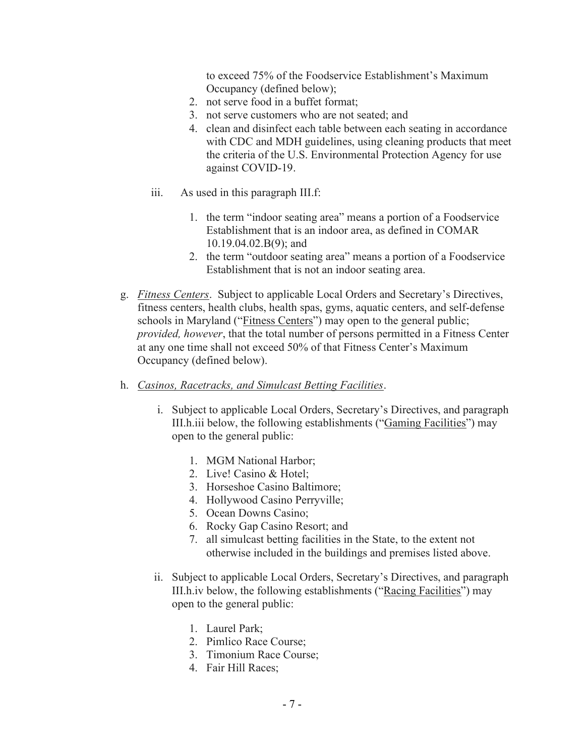to exceed 75% of the Foodservice Establishment's Maximum Occupancy (defined below);

2. not serve food in a buffet format;
3. not serve customers who are not seated; and
4. clean and disinfect each table between each seating in accordance with CDC and MDH guidelines, using cleaning products that meet the criteria of the U.S. Environmental Protection Agency for use against COVID-19.

iii. As used in this paragraph III.f:

1. the term "indoor seating area" means a portion of a Foodservice Establishment that is an indoor area, as defined in COMAR 10.19.04.02.B(9); and
2. the term "outdoor seating area" means a portion of a Foodservice Establishment that is not an indoor seating area.

g. *Fitness Centers*. Subject to applicable Local Orders and Secretary's Directives, fitness centers, health clubs, health spas, gyms, aquatic centers, and self-defense schools in Maryland ("Fitness Centers") may open to the general public; *provided, however*, that the total number of persons permitted in a Fitness Center at any one time shall not exceed 50% of that Fitness Center's Maximum Occupancy (defined below).

h. *Casinos, Racetracks, and Simulcast Betting Facilities*.

i. Subject to applicable Local Orders, Secretary's Directives, and paragraph III.h.iii below, the following establishments ("Gaming Facilities") may open to the general public:

1. MGM National Harbor;
2. Live! Casino & Hotel;
3. Horseshoe Casino Baltimore;
4. Hollywood Casino Perryville;
5. Ocean Downs Casino;
6. Rocky Gap Casino Resort; and
7. all simulcast betting facilities in the State, to the extent not otherwise included in the buildings and premises listed above.

ii. Subject to applicable Local Orders, Secretary's Directives, and paragraph III.h.iv below, the following establishments ("Racing Facilities") may open to the general public:

1. Laurel Park;
2. Pimlico Race Course;
3. Timonium Race Course;
4. Fair Hill Races;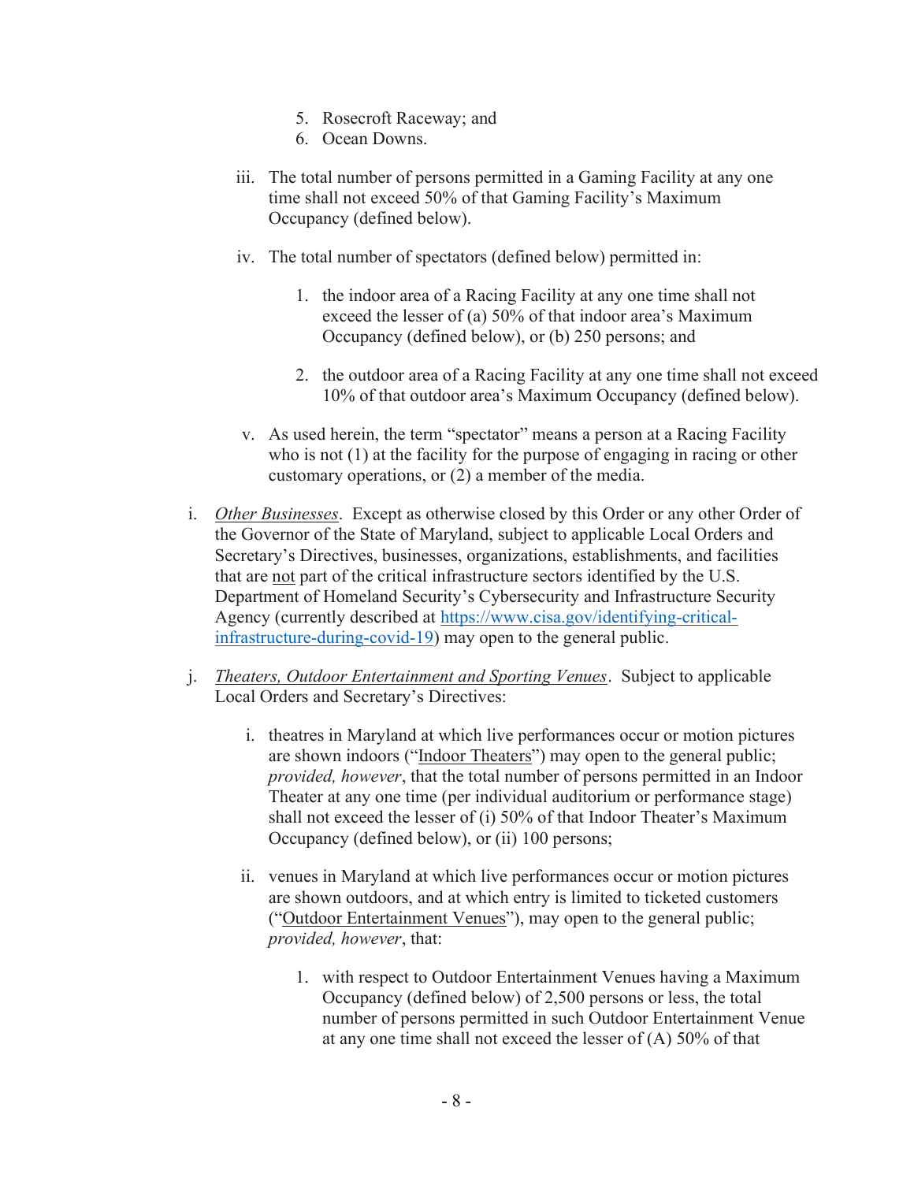5. Rosecroft Raceway; and
6. Ocean Downs.

iii. The total number of persons permitted in a Gaming Facility at any one time shall not exceed 50% of that Gaming Facility's Maximum Occupancy (defined below).

iv. The total number of spectators (defined below) permitted in:

1. the indoor area of a Racing Facility at any one time shall not exceed the lesser of (a) 50% of that indoor area's Maximum Occupancy (defined below), or (b) 250 persons; and

2. the outdoor area of a Racing Facility at any one time shall not exceed 10% of that outdoor area's Maximum Occupancy (defined below).

v. As used herein, the term "spectator" means a person at a Racing Facility who is not (1) at the facility for the purpose of engaging in racing or other customary operations, or (2) a member of the media.

i. *Other Businesses*. Except as otherwise closed by this Order or any other Order of the Governor of the State of Maryland, subject to applicable Local Orders and Secretary's Directives, businesses, organizations, establishments, and facilities that are not part of the critical infrastructure sectors identified by the U.S. Department of Homeland Security's Cybersecurity and Infrastructure Security Agency (currently described at https://www.cisa.gov/identifying-critical-infrastructure-during-covid-19) may open to the general public.

j. *Theaters, Outdoor Entertainment and Sporting Venues*. Subject to applicable Local Orders and Secretary's Directives:

i. theatres in Maryland at which live performances occur or motion pictures are shown indoors ("Indoor Theaters") may open to the general public; *provided, however*, that the total number of persons permitted in an Indoor Theater at any one time (per individual auditorium or performance stage) shall not exceed the lesser of (i) 50% of that Indoor Theater's Maximum Occupancy (defined below), or (ii) 100 persons;

ii. venues in Maryland at which live performances occur or motion pictures are shown outdoors, and at which entry is limited to ticketed customers ("Outdoor Entertainment Venues"), may open to the general public; *provided, however*, that:

1. with respect to Outdoor Entertainment Venues having a Maximum Occupancy (defined below) of 2,500 persons or less, the total number of persons permitted in such Outdoor Entertainment Venue at any one time shall not exceed the lesser of (A) 50% of that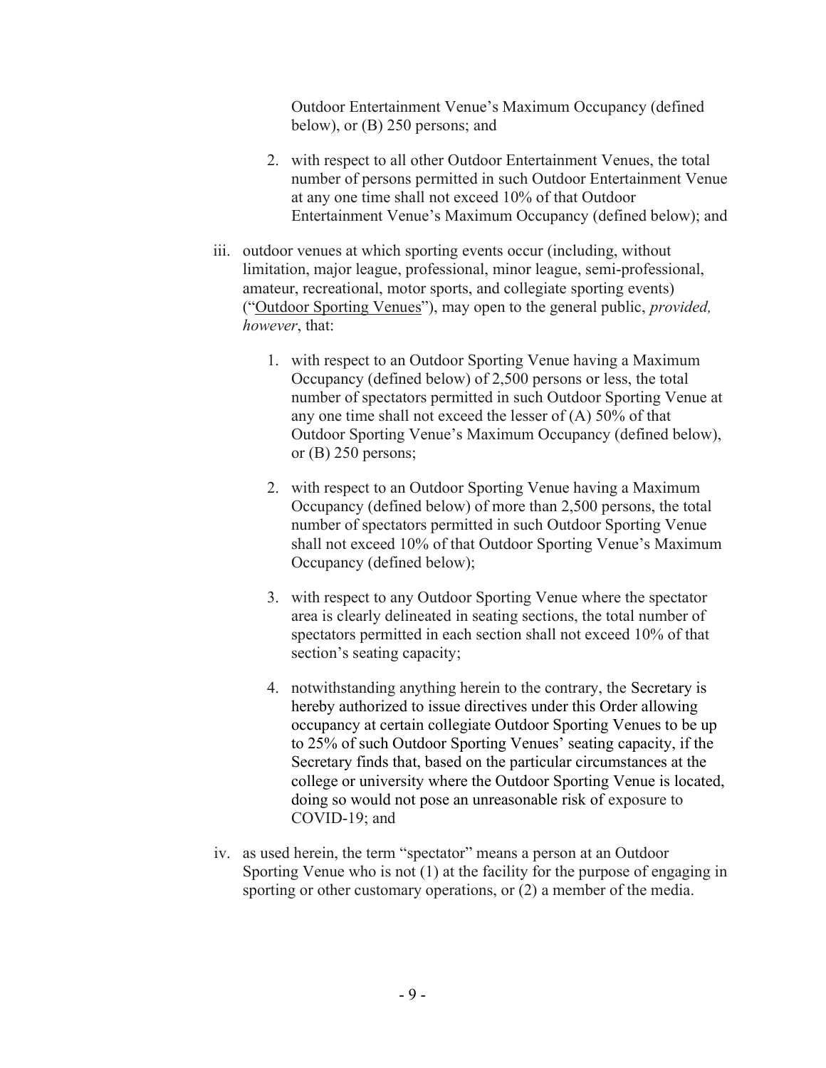Outdoor Entertainment Venue's Maximum Occupancy (defined below), or (B) 250 persons; and

2. with respect to all other Outdoor Entertainment Venues, the total number of persons permitted in such Outdoor Entertainment Venue at any one time shall not exceed 10% of that Outdoor Entertainment Venue's Maximum Occupancy (defined below); and

iii. outdoor venues at which sporting events occur (including, without limitation, major league, professional, minor league, semi-professional, amateur, recreational, motor sports, and collegiate sporting events) ("Outdoor Sporting Venues"), may open to the general public, *provided, however*, that:

   1. with respect to an Outdoor Sporting Venue having a Maximum Occupancy (defined below) of 2,500 persons or less, the total number of spectators permitted in such Outdoor Sporting Venue at any one time shall not exceed the lesser of (A) 50% of that Outdoor Sporting Venue's Maximum Occupancy (defined below), or (B) 250 persons;

   2. with respect to an Outdoor Sporting Venue having a Maximum Occupancy (defined below) of more than 2,500 persons, the total number of spectators permitted in such Outdoor Sporting Venue shall not exceed 10% of that Outdoor Sporting Venue's Maximum Occupancy (defined below);

   3. with respect to any Outdoor Sporting Venue where the spectator area is clearly delineated in seating sections, the total number of spectators permitted in each section shall not exceed 10% of that section's seating capacity;

   4. notwithstanding anything herein to the contrary, the Secretary is hereby authorized to issue directives under this Order allowing occupancy at certain collegiate Outdoor Sporting Venues to be up to 25% of such Outdoor Sporting Venues' seating capacity, if the Secretary finds that, based on the particular circumstances at the college or university where the Outdoor Sporting Venue is located, doing so would not pose an unreasonable risk of exposure to COVID-19; and

iv. as used herein, the term "spectator" means a person at an Outdoor Sporting Venue who is not (1) at the facility for the purpose of engaging in sporting or other customary operations, or (2) a member of the media.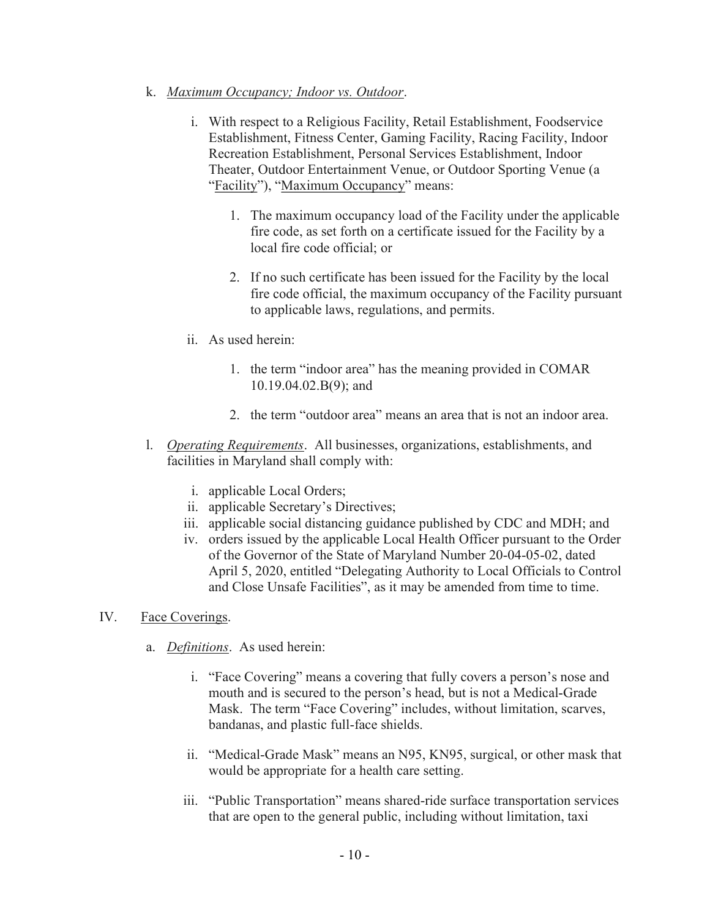k. *Maximum Occupancy; Indoor vs. Outdoor*.

   i. With respect to a Religious Facility, Retail Establishment, Foodservice Establishment, Fitness Center, Gaming Facility, Racing Facility, Indoor Recreation Establishment, Personal Services Establishment, Indoor Theater, Outdoor Entertainment Venue, or Outdoor Sporting Venue (a "Facility"), "Maximum Occupancy" means:

      1. The maximum occupancy load of the Facility under the applicable fire code, as set forth on a certificate issued for the Facility by a local fire code official; or

      2. If no such certificate has been issued for the Facility by the local fire code official, the maximum occupancy of the Facility pursuant to applicable laws, regulations, and permits.

   ii. As used herein:

      1. the term "indoor area" has the meaning provided in COMAR 10.19.04.02.B(9); and

      2. the term "outdoor area" means an area that is not an indoor area.

l. *Operating Requirements*. All businesses, organizations, establishments, and facilities in Maryland shall comply with:

   i. applicable Local Orders;
   ii. applicable Secretary's Directives;
   iii. applicable social distancing guidance published by CDC and MDH; and
   iv. orders issued by the applicable Local Health Officer pursuant to the Order of the Governor of the State of Maryland Number 20-04-05-02, dated April 5, 2020, entitled "Delegating Authority to Local Officials to Control and Close Unsafe Facilities", as it may be amended from time to time.

IV. Face Coverings.

a. *Definitions*. As used herein:

   i. "Face Covering" means a covering that fully covers a person's nose and mouth and is secured to the person's head, but is not a Medical-Grade Mask. The term "Face Covering" includes, without limitation, scarves, bandanas, and plastic full-face shields.

   ii. "Medical-Grade Mask" means an N95, KN95, surgical, or other mask that would be appropriate for a health care setting.

   iii. "Public Transportation" means shared-ride surface transportation services that are open to the general public, including without limitation, taxi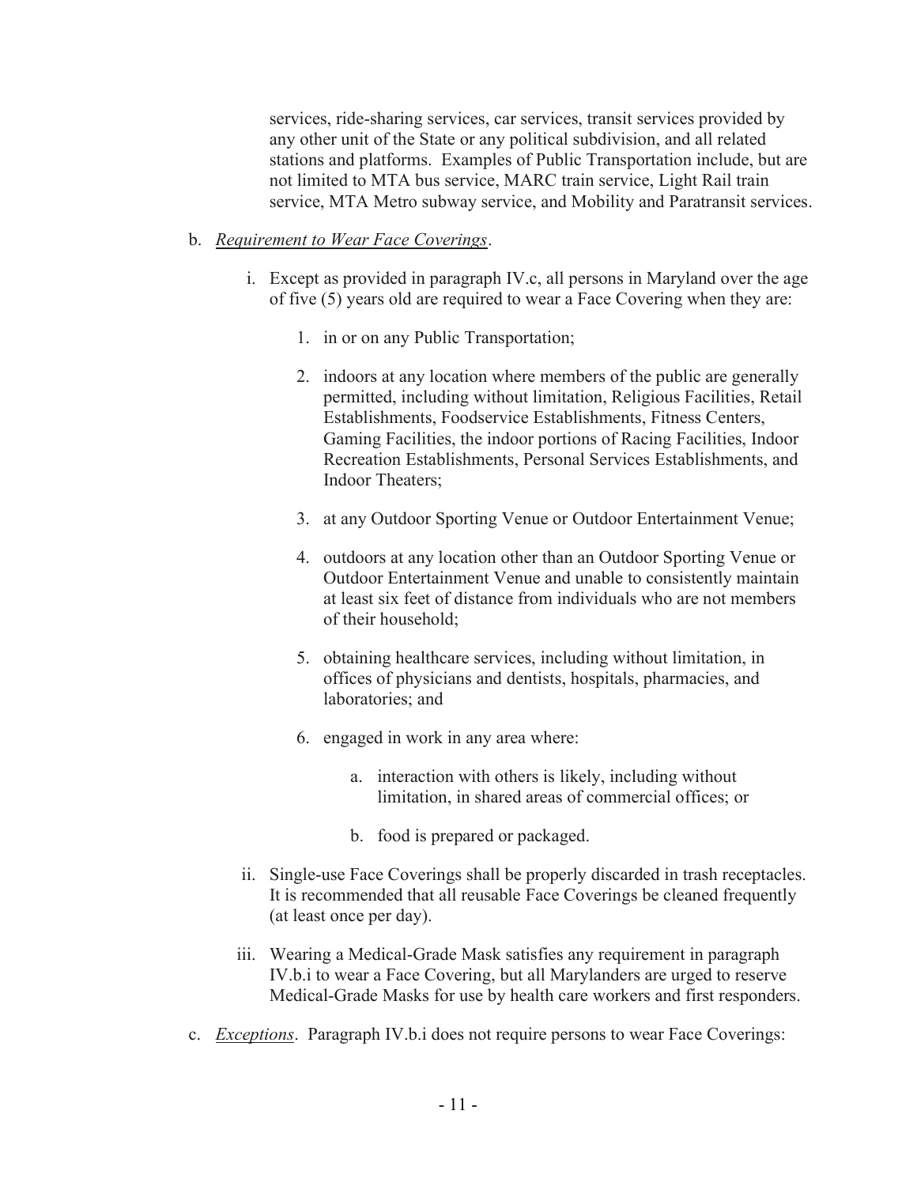services, ride-sharing services, car services, transit services provided by any other unit of the State or any political subdivision, and all related stations and platforms. Examples of Public Transportation include, but are not limited to MTA bus service, MARC train service, Light Rail train service, MTA Metro subway service, and Mobility and Paratransit services.

b. *Requirement to Wear Face Coverings*.

  i. Except as provided in paragraph IV.c, all persons in Maryland over the age of five (5) years old are required to wear a Face Covering when they are:

    1. in or on any Public Transportation;

    2. indoors at any location where members of the public are generally permitted, including without limitation, Religious Facilities, Retail Establishments, Foodservice Establishments, Fitness Centers, Gaming Facilities, the indoor portions of Racing Facilities, Indoor Recreation Establishments, Personal Services Establishments, and Indoor Theaters;

    3. at any Outdoor Sporting Venue or Outdoor Entertainment Venue;

    4. outdoors at any location other than an Outdoor Sporting Venue or Outdoor Entertainment Venue and unable to consistently maintain at least six feet of distance from individuals who are not members of their household;

    5. obtaining healthcare services, including without limitation, in offices of physicians and dentists, hospitals, pharmacies, and laboratories; and

    6. engaged in work in any area where:

      a. interaction with others is likely, including without limitation, in shared areas of commercial offices; or

      b. food is prepared or packaged.

  ii. Single-use Face Coverings shall be properly discarded in trash receptacles. It is recommended that all reusable Face Coverings be cleaned frequently (at least once per day).

  iii. Wearing a Medical-Grade Mask satisfies any requirement in paragraph IV.b.i to wear a Face Covering, but all Marylanders are urged to reserve Medical-Grade Masks for use by health care workers and first responders.

c. *Exceptions*. Paragraph IV.b.i does not require persons to wear Face Coverings: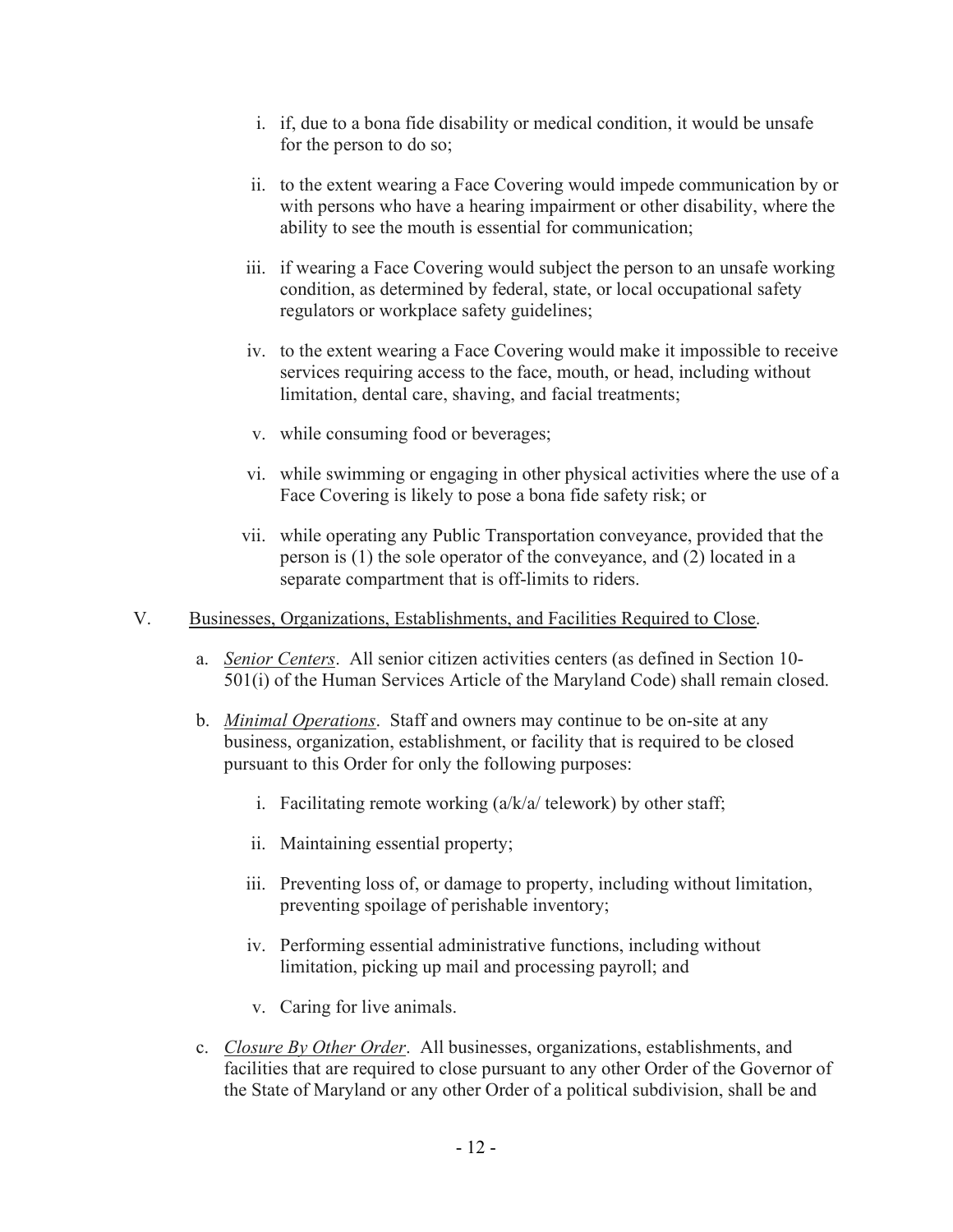i. if, due to a bona fide disability or medical condition, it would be unsafe for the person to do so;

ii. to the extent wearing a Face Covering would impede communication by or with persons who have a hearing impairment or other disability, where the ability to see the mouth is essential for communication;

iii. if wearing a Face Covering would subject the person to an unsafe working condition, as determined by federal, state, or local occupational safety regulators or workplace safety guidelines;

iv. to the extent wearing a Face Covering would make it impossible to receive services requiring access to the face, mouth, or head, including without limitation, dental care, shaving, and facial treatments;

v. while consuming food or beverages;

vi. while swimming or engaging in other physical activities where the use of a Face Covering is likely to pose a bona fide safety risk; or

vii. while operating any Public Transportation conveyance, provided that the person is (1) the sole operator of the conveyance, and (2) located in a separate compartment that is off-limits to riders.

V. <u>Businesses, Organizations, Establishments, and Facilities Required to Close</u>.

a. <u>*Senior Centers*</u>. All senior citizen activities centers (as defined in Section 10-501(i) of the Human Services Article of the Maryland Code) shall remain closed.

b. <u>*Minimal Operations*</u>. Staff and owners may continue to be on-site at any business, organization, establishment, or facility that is required to be closed pursuant to this Order for only the following purposes:

i. Facilitating remote working (a/k/a/ telework) by other staff;

ii. Maintaining essential property;

iii. Preventing loss of, or damage to property, including without limitation, preventing spoilage of perishable inventory;

iv. Performing essential administrative functions, including without limitation, picking up mail and processing payroll; and

v. Caring for live animals.

c. <u>*Closure By Other Order*</u>. All businesses, organizations, establishments, and facilities that are required to close pursuant to any other Order of the Governor of the State of Maryland or any other Order of a political subdivision, shall be and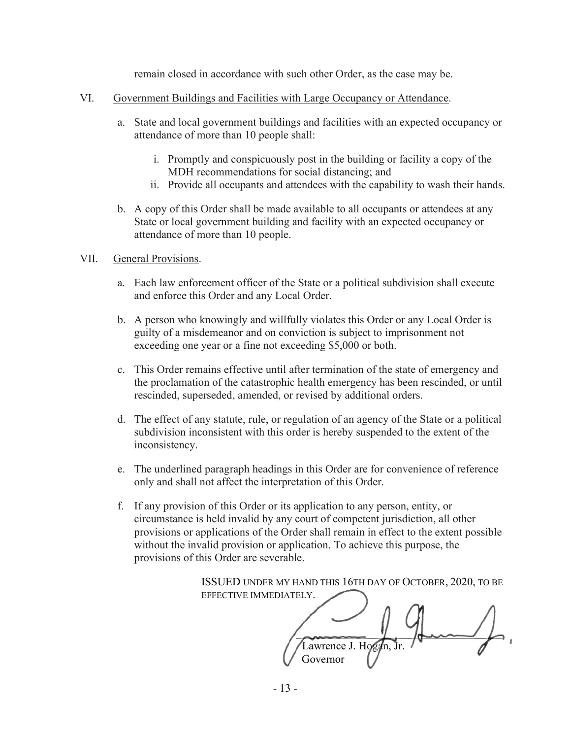remain closed in accordance with such other Order, as the case may be.

VI. Government Buildings and Facilities with Large Occupancy or Attendance.

a. State and local government buildings and facilities with an expected occupancy or attendance of more than 10 people shall:

   i. Promptly and conspicuously post in the building or facility a copy of the MDH recommendations for social distancing; and
   ii. Provide all occupants and attendees with the capability to wash their hands.

b. A copy of this Order shall be made available to all occupants or attendees at any State or local government building and facility with an expected occupancy or attendance of more than 10 people.

VII. General Provisions.

a. Each law enforcement officer of the State or a political subdivision shall execute and enforce this Order and any Local Order.

b. A person who knowingly and willfully violates this Order or any Local Order is guilty of a misdemeanor and on conviction is subject to imprisonment not exceeding one year or a fine not exceeding $5,000 or both.

c. This Order remains effective until after termination of the state of emergency and the proclamation of the catastrophic health emergency has been rescinded, or until rescinded, superseded, amended, or revised by additional orders.

d. The effect of any statute, rule, or regulation of an agency of the State or a political subdivision inconsistent with this order is hereby suspended to the extent of the inconsistency.

e. The underlined paragraph headings in this Order are for convenience of reference only and shall not affect the interpretation of this Order.

f. If any provision of this Order or its application to any person, entity, or circumstance is held invalid by any court of competent jurisdiction, all other provisions or applications of the Order shall remain in effect to the extent possible without the invalid provision or application. To achieve this purpose, the provisions of this Order are severable.

ISSUED UNDER MY HAND THIS 16TH DAY OF OCTOBER, 2020, TO BE EFFECTIVE IMMEDIATELY.

Lawrence J. Hogan, Jr.
Governor